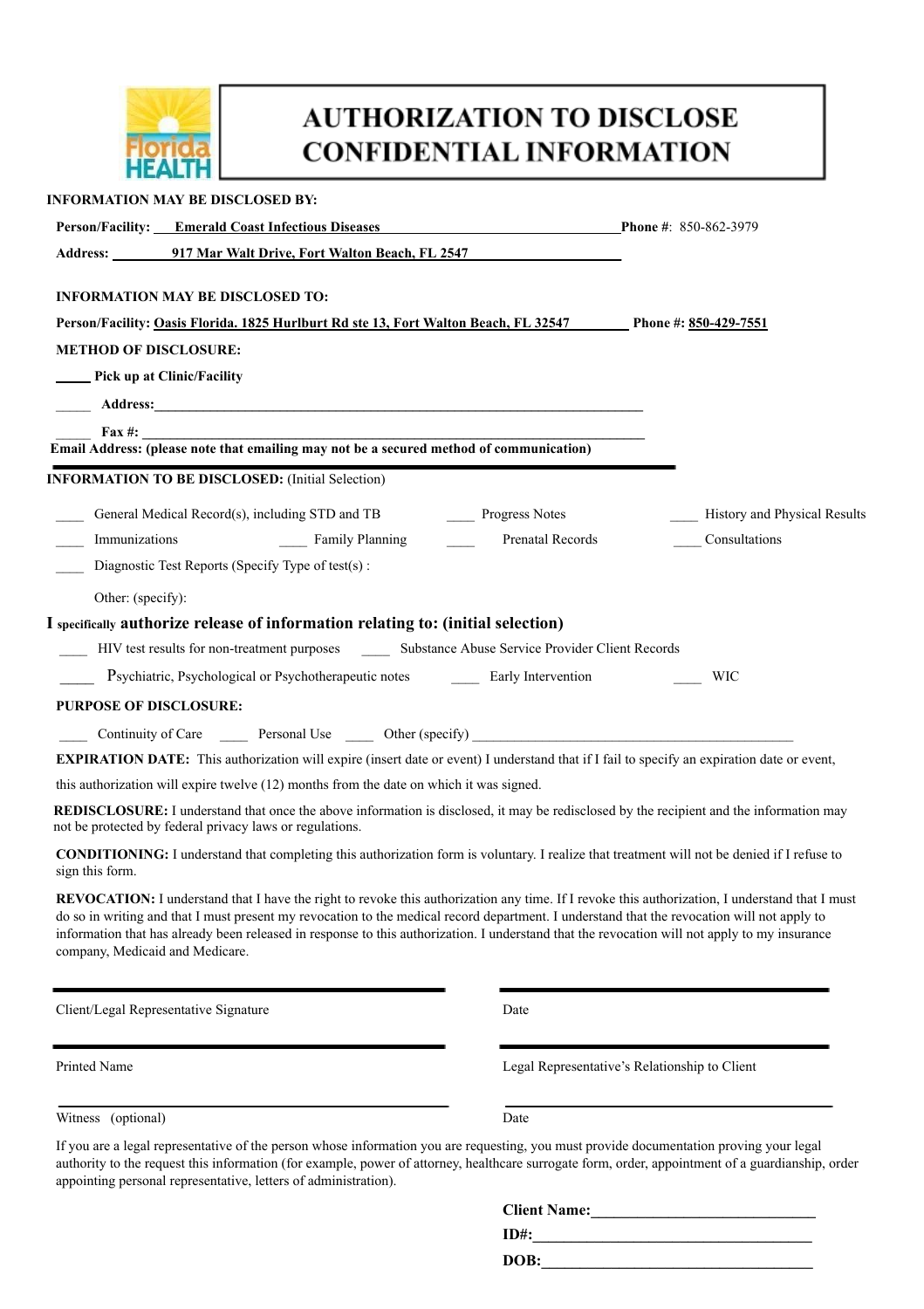# AUTHORIZATION TO DISCLOSE CONFIDENTIAL INFORMATION

**INFORMATION MAY BE DISCLOSED BY:**

**Person/Facility:** **Emerald Coast Infectious Diseases** **Phone #**: 850-862-3979

**Address:** **917 Mar Walt Drive, Fort Walton Beach, FL 2547**

**INFORMATION MAY BE DISCLOSED TO:**

**Person/Facility:** **Oasis Florida. 1825 Hurlburt Rd ste 13, Fort Walton Beach, FL 32547** **Phone #:** **850-429-7551**

**METHOD OF DISCLOSURE:**

_____ **Pick up at Clinic/Facility**

_____ **Address:**_______________________________________________

_____ **Fax #:** _______________________________________________

**Email Address: (please note that emailing may not be a secured method of communication)**

**INFORMATION TO BE DISCLOSED:** (Initial Selection)

____ General Medical Record(s), including STD and TB ____ Progress Notes ____ History and Physical Results

____ Immunizations ____ Family Planning ____ Prenatal Records ____ Consultations

____ Diagnostic Test Reports (Specify Type of test(s) :

Other: (specify):

**I** specifically **authorize release of information relating to: (initial selection)**

____ HIV test results for non-treatment purposes ____ Substance Abuse Service Provider Client Records

_____ Psychiatric, Psychological or Psychotherapeutic notes ____ Early Intervention ____ WIC

**PURPOSE OF DISCLOSURE:**

____ Continuity of Care ____ Personal Use ____ Other (specify) _______________________________

**EXPIRATION DATE:** This authorization will expire (insert date or event) I understand that if I fail to specify an expiration date or event, this authorization will expire twelve (12) months from the date on which it was signed.

**REDISCLOSURE:** I understand that once the above information is disclosed, it may be redisclosed by the recipient and the information may not be protected by federal privacy laws or regulations.

**CONDITIONING:** I understand that completing this authorization form is voluntary. I realize that treatment will not be denied if I refuse to sign this form.

**REVOCATION:** I understand that I have the right to revoke this authorization any time. If I revoke this authorization, I understand that I must do so in writing and that I must present my revocation to the medical record department. I understand that the revocation will not apply to information that has already been released in response to this authorization. I understand that the revocation will not apply to my insurance company, Medicaid and Medicare.

_______________________________ _______________________________

Client/Legal Representative Signature Date

_______________________________ _______________________________

Printed Name Legal Representative's Relationship to Client

_______________________________ _______________________________

Witness (optional) Date

If you are a legal representative of the person whose information you are requesting, you must provide documentation proving your legal authority to the request this information (for example, power of attorney, healthcare surrogate form, order, appointment of a guardianship, order appointing personal representative, letters of administration).

**Client Name:**_______________________________

**ID#:**_______________________________

**DOB:**_______________________________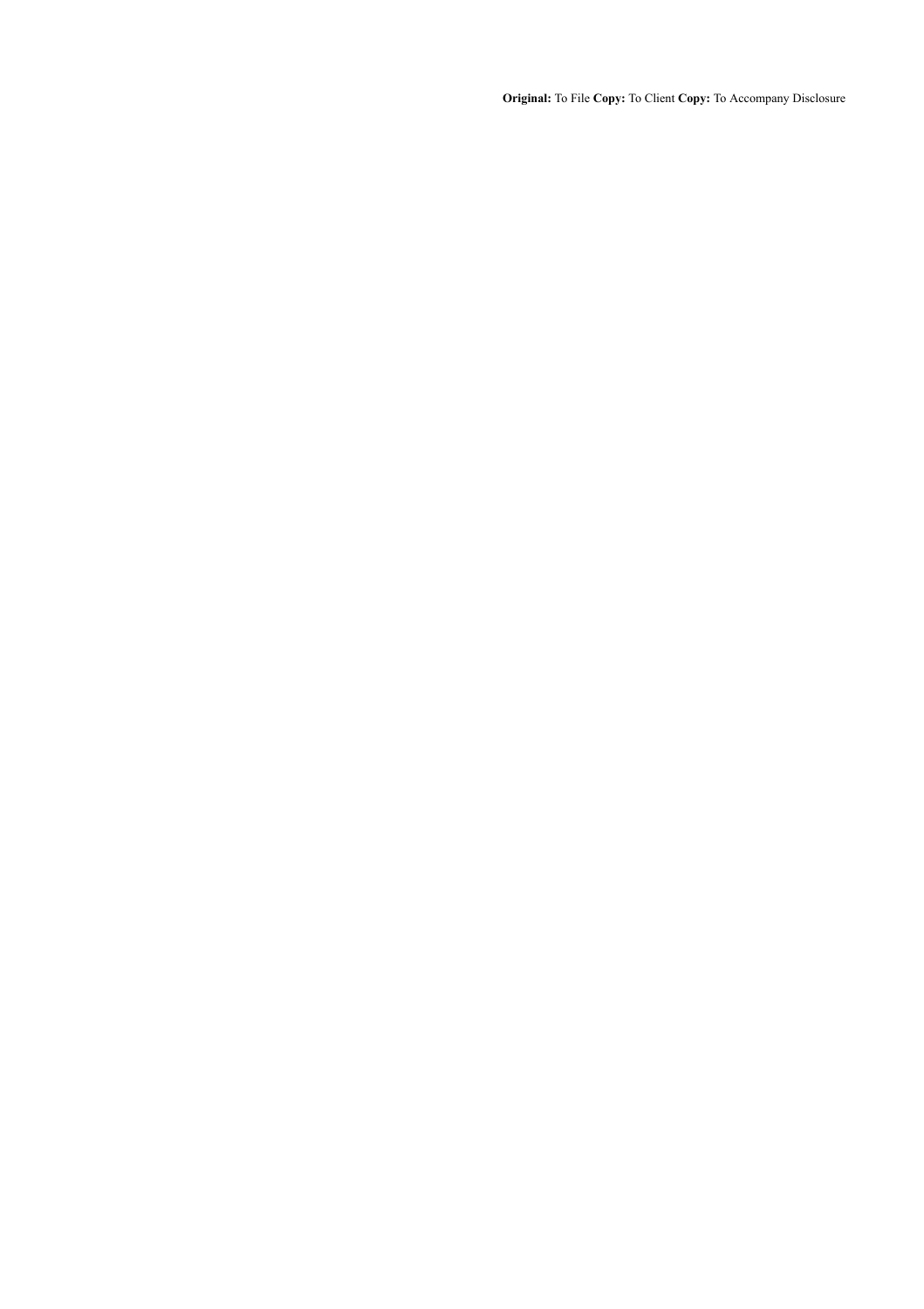**Original:** To File **Copy:** To Client **Copy:** To Accompany Disclosure